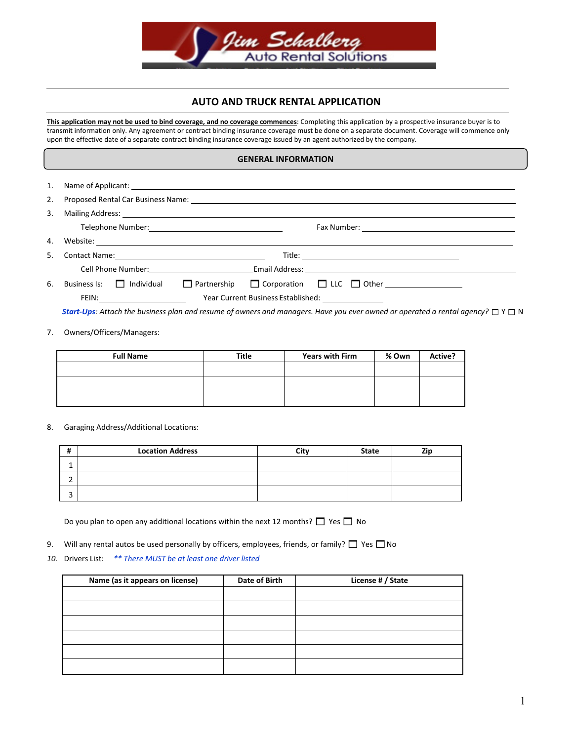Jim Schalberg Auto Rental Solutions

# AUTO AND TRUCK RENTAL APPLICATION

**This application may not be used to bind coverage, and no coverage commences**: Completing this application by a prospective insurance buyer is to transmit information only. Any agreement or contract binding insurance coverage must be done on a separate document. Coverage will commence only upon the effective date of a separate contract binding insurance coverage issued by an agent authorized by the company.

## GENERAL INFORMATION

1. Name of Applicant: ___________________________
2. Proposed Rental Car Business Name: ___________________________
3. Mailing Address: ___________________________
   Telephone Number: ____________________ Fax Number: ____________________
4. Website: ___________________________
5. Contact Name: ____________________ Title: ____________________
   Cell Phone Number: ____________________ Email Address: ____________________
6. Business Is: ☐ Individual ☐ Partnership ☐ Corporation ☐ LLC ☐ Other ____________
   FEIN: ____________ Year Current Business Established: ____________

*Start-Ups: Attach the business plan and resume of owners and managers. Have you ever owned or operated a rental agency?* ☐ Y ☐ N

7. Owners/Officers/Managers:

| Full Name | Title | Years with Firm | % Own | Active? |
|---|---|---|---|---|
| | | | | |
| | | | | |
| | | | | |

8. Garaging Address/Additional Locations:

| # | Location Address | City | State | Zip |
|---|---|---|---|---|
| 1 | | | | |
| 2 | | | | |
| 3 | | | | |

Do you plan to open any additional locations within the next 12 months? ☐ Yes ☐ No

9. Will any rental autos be used personally by officers, employees, friends, or family? ☐ Yes ☐ No
10. Drivers List: *** There MUST be at least one driver listed*

| Name (as it appears on license) | Date of Birth | License # / State |
|---|---|---|
| | | |
| | | |
| | | |
| | | |
| | | |
| | | |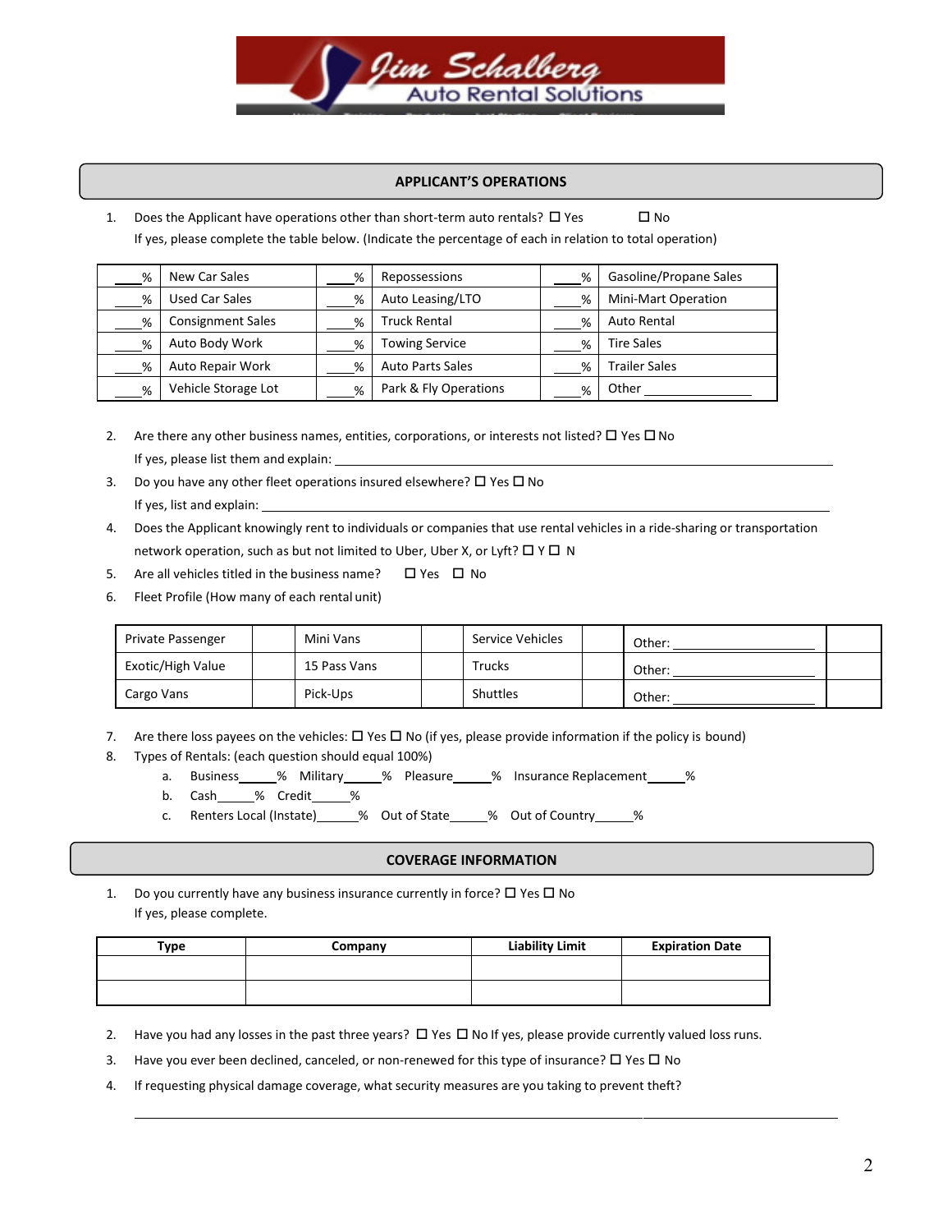Jim Schalberg
Auto Rental Solutions

## APPLICANT'S OPERATIONS

1. Does the Applicant have operations other than short-term auto rentals? ☐ Yes ☐ No
   If yes, please complete the table below. (Indicate the percentage of each in relation to total operation)

| | | | | | |
|---|---|---|---|---|---|
| ____% | New Car Sales | ____% | Repossessions | ____% | Gasoline/Propane Sales |
| ____% | Used Car Sales | ____% | Auto Leasing/LTO | ____% | Mini-Mart Operation |
| ____% | Consignment Sales | ____% | Truck Rental | ____% | Auto Rental |
| ____% | Auto Body Work | ____% | Towing Service | ____% | Tire Sales |
| ____% | Auto Repair Work | ____% | Auto Parts Sales | ____% | Trailer Sales |
| ____% | Vehicle Storage Lot | ____% | Park & Fly Operations | ____% | Other ____________ |

2. Are there any other business names, entities, corporations, or interests not listed? ☐ Yes ☐ No
   If yes, please list them and explain: ______________________________________________
3. Do you have any other fleet operations insured elsewhere? ☐ Yes ☐ No
   If yes, list and explain: ______________________________________________
4. Does the Applicant knowingly rent to individuals or companies that use rental vehicles in a ride-sharing or transportation network operation, such as but not limited to Uber, Uber X, or Lyft? ☐ Y ☐ N
5. Are all vehicles titled in the business name? ☐ Yes ☐ No
6. Fleet Profile (How many of each rental unit)

| | | | | | | | |
|---|---|---|---|---|---|---|---|
| Private Passenger | | Mini Vans | | Service Vehicles | | Other: ____________ | |
| Exotic/High Value | | 15 Pass Vans | | Trucks | | Other: ____________ | |
| Cargo Vans | | Pick-Ups | | Shuttles | | Other: ____________ | |

7. Are there loss payees on the vehicles: ☐ Yes ☐ No (if yes, please provide information if the policy is bound)
8. Types of Rentals: (each question should equal 100%)
   a. Business_____% Military_____% Pleasure_____% Insurance Replacement_____%
   b. Cash_____% Credit_____%
   c. Renters Local (Instate)______% Out of State_____% Out of Country______%

## COVERAGE INFORMATION

1. Do you currently have any business insurance currently in force? ☐ Yes ☐ No
   If yes, please complete.

| Type | Company | Liability Limit | Expiration Date |
|---|---|---|---|
| | | | |
| | | | |

2. Have you had any losses in the past three years? ☐ Yes ☐ No If yes, please provide currently valued loss runs.
3. Have you ever been declined, canceled, or non-renewed for this type of insurance? ☐ Yes ☐ No
4. If requesting physical damage coverage, what security measures are you taking to prevent theft?

______________________________________________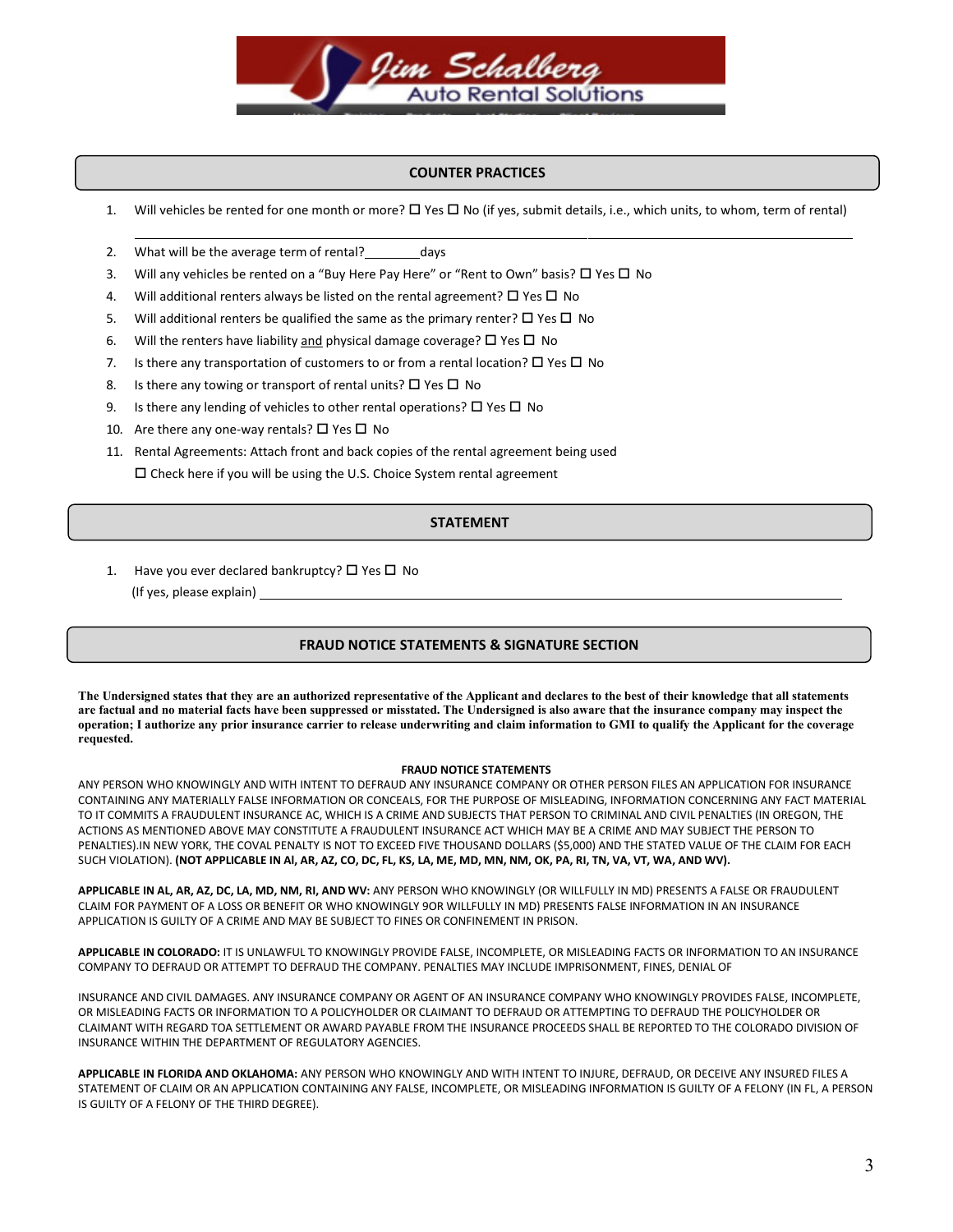## COUNTER PRACTICES

1. Will vehicles be rented for one month or more? ☐ Yes ☐ No (if yes, submit details, i.e., which units, to whom, term of rental)

   ______________________________________________________________________________________

2. What will be the average term of rental?________days
3. Will any vehicles be rented on a "Buy Here Pay Here" or "Rent to Own" basis? ☐ Yes ☐ No
4. Will additional renters always be listed on the rental agreement? ☐ Yes ☐ No
5. Will additional renters be qualified the same as the primary renter? ☐ Yes ☐ No
6. Will the renters have liability and physical damage coverage? ☐ Yes ☐ No
7. Is there any transportation of customers to or from a rental location? ☐ Yes ☐ No
8. Is there any towing or transport of rental units? ☐ Yes ☐ No
9. Is there any lending of vehicles to other rental operations? ☐ Yes ☐ No
10. Are there any one-way rentals? ☐ Yes ☐ No
11. Rental Agreements: Attach front and back copies of the rental agreement being used

    ☐ Check here if you will be using the U.S. Choice System rental agreement

## STATEMENT

1. Have you ever declared bankruptcy? ☐ Yes ☐ No

   (If yes, please explain) ______________________________________________________________

## FRAUD NOTICE STATEMENTS & SIGNATURE SECTION

**The Undersigned states that they are an authorized representative of the Applicant and declares to the best of their knowledge that all statements are factual and no material facts have been suppressed or misstated. The Undersigned is also aware that the insurance company may inspect the operation; I authorize any prior insurance carrier to release underwriting and claim information to GMI to qualify the Applicant for the coverage requested.**

**FRAUD NOTICE STATEMENTS**

ANY PERSON WHO KNOWINGLY AND WITH INTENT TO DEFRAUD ANY INSURANCE COMPANY OR OTHER PERSON FILES AN APPLICATION FOR INSURANCE CONTAINING ANY MATERIALLY FALSE INFORMATION OR CONCEALS, FOR THE PURPOSE OF MISLEADING, INFORMATION CONCERNING ANY FACT MATERIAL TO IT COMMITS A FRAUDULENT INSURANCE AC, WHICH IS A CRIME AND SUBJECTS THAT PERSON TO CRIMINAL AND CIVIL PENALTIES (IN OREGON, THE ACTIONS AS MENTIONED ABOVE MAY CONSTITUTE A FRAUDULENT INSURANCE ACT WHICH MAY BE A CRIME AND MAY SUBJECT THE PERSON TO PENALTIES).IN NEW YORK, THE COVAL PENALTY IS NOT TO EXCEED FIVE THOUSAND DOLLARS ($5,000) AND THE STATED VALUE OF THE CLAIM FOR EACH SUCH VIOLATION). **(NOT APPLICABLE IN Al, AR, AZ, CO, DC, FL, KS, LA, ME, MD, MN, NM, OK, PA, RI, TN, VA, VT, WA, AND WV).**

**APPLICABLE IN AL, AR, AZ, DC, LA, MD, NM, RI, AND WV:** ANY PERSON WHO KNOWINGLY (OR WILLFULLY IN MD) PRESENTS A FALSE OR FRAUDULENT CLAIM FOR PAYMENT OF A LOSS OR BENEFIT OR WHO KNOWINGLY 9OR WILLFULLY IN MD) PRESENTS FALSE INFORMATION IN AN INSURANCE APPLICATION IS GUILTY OF A CRIME AND MAY BE SUBJECT TO FINES OR CONFINEMENT IN PRISON.

**APPLICABLE IN COLORADO:** IT IS UNLAWFUL TO KNOWINGLY PROVIDE FALSE, INCOMPLETE, OR MISLEADING FACTS OR INFORMATION TO AN INSURANCE COMPANY TO DEFRAUD OR ATTEMPT TO DEFRAUD THE COMPANY. PENALTIES MAY INCLUDE IMPRISONMENT, FINES, DENIAL OF

INSURANCE AND CIVIL DAMAGES. ANY INSURANCE COMPANY OR AGENT OF AN INSURANCE COMPANY WHO KNOWINGLY PROVIDES FALSE, INCOMPLETE, OR MISLEADING FACTS OR INFORMATION TO A POLICYHOLDER OR CLAIMANT TO DEFRAUD OR ATTEMPTING TO DEFRAUD THE POLICYHOLDER OR CLAIMANT WITH REGARD TOA SETTLEMENT OR AWARD PAYABLE FROM THE INSURANCE PROCEEDS SHALL BE REPORTED TO THE COLORADO DIVISION OF INSURANCE WITHIN THE DEPARTMENT OF REGULATORY AGENCIES.

**APPLICABLE IN FLORIDA AND OKLAHOMA:** ANY PERSON WHO KNOWINGLY AND WITH INTENT TO INJURE, DEFRAUD, OR DECEIVE ANY INSURED FILES A STATEMENT OF CLAIM OR AN APPLICATION CONTAINING ANY FALSE, INCOMPLETE, OR MISLEADING INFORMATION IS GUILTY OF A FELONY (IN FL, A PERSON IS GUILTY OF A FELONY OF THE THIRD DEGREE).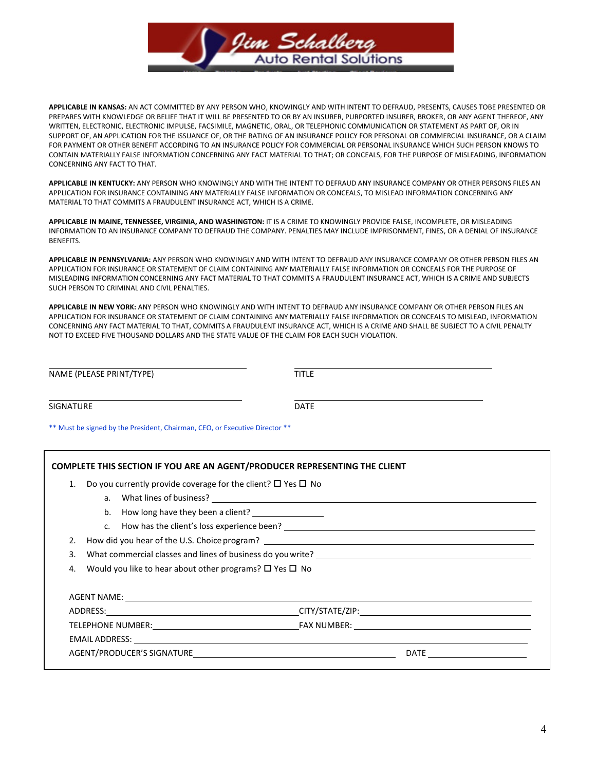**APPLICABLE IN KANSAS:** AN ACT COMMITTED BY ANY PERSON WHO, KNOWINGLY AND WITH INTENT TO DEFRAUD, PRESENTS, CAUSES TOBE PRESENTED OR PREPARES WITH KNOWLEDGE OR BELIEF THAT IT WILL BE PRESENTED TO OR BY AN INSURER, PURPORTED INSURER, BROKER, OR ANY AGENT THEREOF, ANY WRITTEN, ELECTRONIC, ELECTRONIC IMPULSE, FACSIMILE, MAGNETIC, ORAL, OR TELEPHONIC COMMUNICATION OR STATEMENT AS PART OF, OR IN SUPPORT OF, AN APPLICATION FOR THE ISSUANCE OF, OR THE RATING OF AN INSURANCE POLICY FOR PERSONAL OR COMMERCIAL INSURANCE, OR A CLAIM FOR PAYMENT OR OTHER BENEFIT ACCORDING TO AN INSURANCE POLICY FOR COMMERCIAL OR PERSONAL INSURANCE WHICH SUCH PERSON KNOWS TO CONTAIN MATERIALLY FALSE INFORMATION CONCERNING ANY FACT MATERIAL TO THAT; OR CONCEALS, FOR THE PURPOSE OF MISLEADING, INFORMATION CONCERNING ANY FACT TO THAT.

**APPLICABLE IN KENTUCKY:** ANY PERSON WHO KNOWINGLY AND WITH THE INTENT TO DEFRAUD ANY INSURANCE COMPANY OR OTHER PERSONS FILES AN APPLICATION FOR INSURANCE CONTAINING ANY MATERIALLY FALSE INFORMATION OR CONCEALS, TO MISLEAD INFORMATION CONCERNING ANY MATERIAL TO THAT COMMITS A FRAUDULENT INSURANCE ACT, WHICH IS A CRIME.

**APPLICABLE IN MAINE, TENNESSEE, VIRGINIA, AND WASHINGTON:** IT IS A CRIME TO KNOWINGLY PROVIDE FALSE, INCOMPLETE, OR MISLEADING INFORMATION TO AN INSURANCE COMPANY TO DEFRAUD THE COMPANY. PENALTIES MAY INCLUDE IMPRISONMENT, FINES, OR A DENIAL OF INSURANCE BENEFITS.

**APPLICABLE IN PENNSYLVANIA:** ANY PERSON WHO KNOWINGLY AND WITH INTENT TO DEFRAUD ANY INSURANCE COMPANY OR OTHER PERSON FILES AN APPLICATION FOR INSURANCE OR STATEMENT OF CLAIM CONTAINING ANY MATERIALLY FALSE INFORMATION OR CONCEALS FOR THE PURPOSE OF MISLEADING INFORMATION CONCERNING ANY FACT MATERIAL TO THAT COMMITS A FRAUDULENT INSURANCE ACT, WHICH IS A CRIME AND SUBJECTS SUCH PERSON TO CRIMINAL AND CIVIL PENALTIES.

**APPLICABLE IN NEW YORK:** ANY PERSON WHO KNOWINGLY AND WITH INTENT TO DEFRAUD ANY INSURANCE COMPANY OR OTHER PERSON FILES AN APPLICATION FOR INSURANCE OR STATEMENT OF CLAIM CONTAINING ANY MATERIALLY FALSE INFORMATION OR CONCEALS TO MISLEAD, INFORMATION CONCERNING ANY FACT MATERIAL TO THAT, COMMITS A FRAUDULENT INSURANCE ACT, WHICH IS A CRIME AND SHALL BE SUBJECT TO A CIVIL PENALTY NOT TO EXCEED FIVE THOUSAND DOLLARS AND THE STATE VALUE OF THE CLAIM FOR EACH SUCH VIOLATION.

NAME (PLEASE PRINT/TYPE) ____________________ TITLE ____________________

SIGNATURE ____________________ DATE ____________________

** Must be signed by the President, Chairman, CEO, or Executive Director **

**COMPLETE THIS SECTION IF YOU ARE AN AGENT/PRODUCER REPRESENTING THE CLIENT**

1. Do you currently provide coverage for the client? ☐ Yes ☐ No
   a. What lines of business? ____________________
   b. How long have they been a client? ____________________
   c. How has the client's loss experience been? ____________________
2. How did you hear of the U.S. Choice program? ____________________
3. What commercial classes and lines of business do you write? ____________________
4. Would you like to hear about other programs? ☐ Yes ☐ No

AGENT NAME: ____________________

ADDRESS: ____________________ CITY/STATE/ZIP: ____________________

TELEPHONE NUMBER: ____________________ FAX NUMBER: ____________________

EMAIL ADDRESS: ____________________

AGENT/PRODUCER'S SIGNATURE ____________________ DATE ____________________